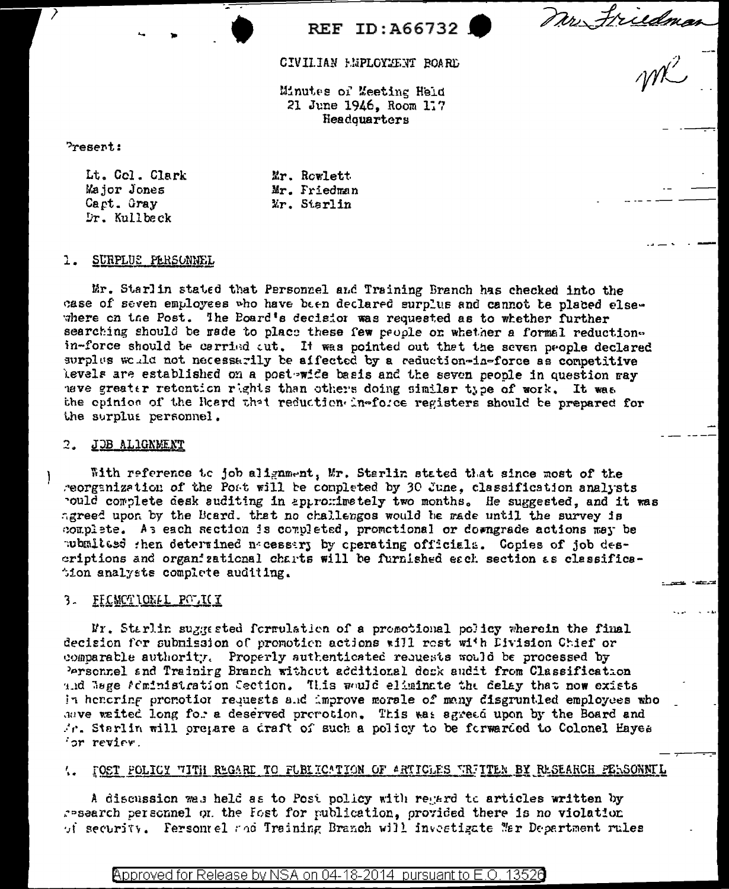REF ID:A66732

Mr. Friedman

CIVILIAN EMPLOYMENT BOARD

Minutes of Meeting Held
21 June 1946, Room 117
Headquarters

Present:

| | |
|---|---|
| Lt. Col. Clark | Mr. Rowlett |
| Major Jones | Mr. Friedman |
| Capt. Gray | Mr. Starlin |
| Dr. Kullback | |

1. SURPLUS PERSONNEL

Mr. Starlin stated that Personnel and Training Branch has checked into the case of seven employees who have been declared surplus and cannot be placed elsewhere on the Post. The Board's decision was requested as to whether further searching should be made to place these few people or whether a formal reduction-in-force should be carried out. It was pointed out that the seven people declared surplus would not necessarily be affected by a reduction-in-force as competitive levels are established on a post-wide basis and the seven people in question may have greater retention rights than others doing similar type of work. It was the opinion of the Board that reduction-in-force registers should be prepared for the surplus personnel.

2. JOB ALIGNMENT

With reference to job alignment, Mr. Starlin stated that since most of the reorganization of the Post will be completed by 30 June, classification analysts would complete desk auditing in approximately two months. He suggested, and it was agreed upon by the Board, that no challenges would be made until the survey is complete. As each section is completed, promotional or downgrade actions may be submitted when determined necessary by operating officials. Copies of job descriptions and organizational charts will be furnished each section as classification analysts complete auditing.

3. PROMOTIONAL POLICY

Mr. Starlin suggested formulation of a promotional policy wherein the final decision for submission of promotion actions will rest with Division Chief or comparable authority. Properly authenticated requests would be processed by Personnel and Training Branch without additional desk audit from Classification and Wage Administration Section. This would eliminate the delay that now exists in honoring promotion requests and improve morale of many disgruntled employees who have waited long for a deserved promotion. This was agreed upon by the Board and Mr. Starlin will prepare a draft of such a policy to be forwarded to Colonel Hayes for review.

4. POST POLICY WITH REGARD TO PUBLICATION OF ARTICLES WRITTEN BY RESEARCH PERSONNEL

A discussion was held as to Post policy with regard to articles written by research personnel on the Post for publication, provided there is no violation of security. Personnel and Training Branch will investigate War Department rules

Approved for Release by NSA on 04-18-2014 pursuant to E.O. 13526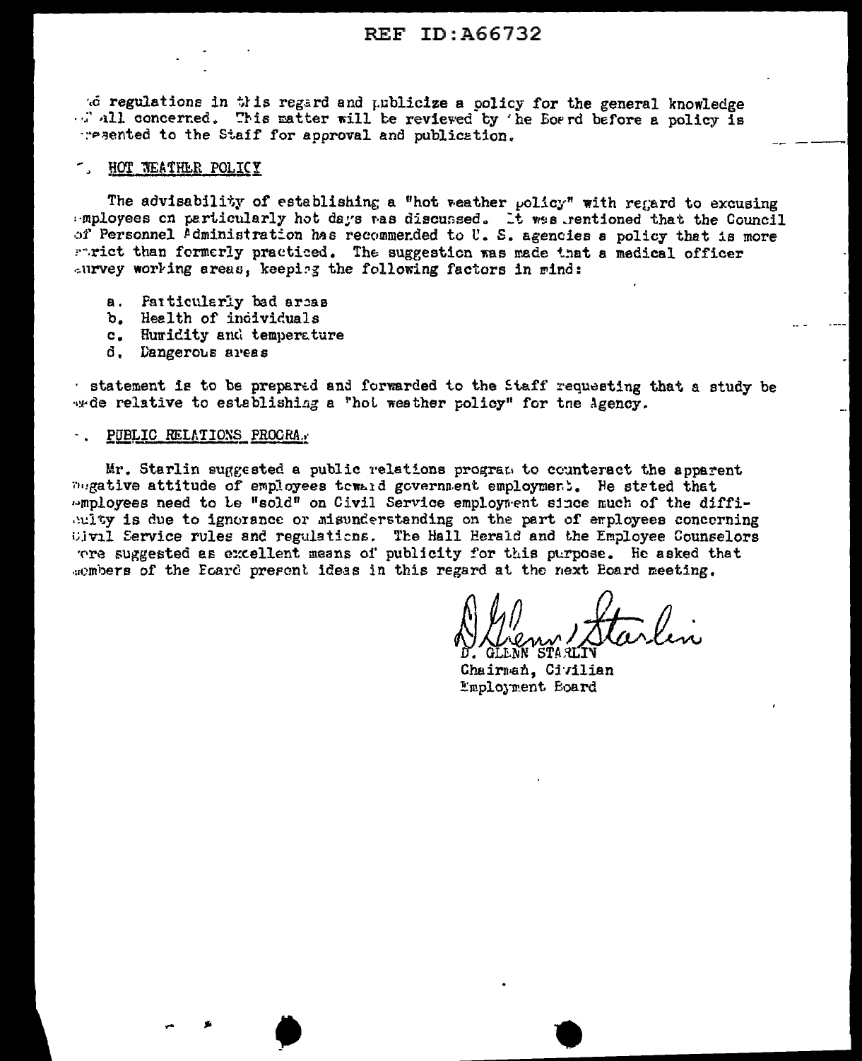ad regulations in this regard and publicize a policy for the general knowledge of all concerned. This matter will be reviewed by the Board before a policy is presented to the Staff for approval and publication.

## . HOT WEATHER POLICY

The advisability of establishing a "hot weather policy" with regard to excusing employees on particularly hot days was discussed. It was mentioned that the Council of Personnel Administration has recommended to U. S. agencies a policy that is more strict than formerly practiced. The suggestion was made that a medical officer survey working areas, keeping the following factors in mind:

a. Particularly bad areas
b. Health of individuals
c. Humidity and temperature
d. Dangerous areas

statement is to be prepared and forwarded to the Staff requesting that a study be made relative to establishing a "hot weather policy" for the Agency.

## . PUBLIC RELATIONS PROGRAM

Mr. Starlin suggested a public relations program to counteract the apparent negative attitude of employees toward government employment. He stated that employees need to be "sold" on Civil Service employment since much of the difficulty is due to ignorance or misunderstanding on the part of employees concerning Civil Service rules and regulations. The Hall Herald and the Employee Counselors were suggested as excellent means of publicity for this purpose. He asked that members of the Board present ideas in this regard at the next Board meeting.

D. Glenn Starlin
D. GLENN STARLIN
Chairman, Civilian
Employment Board